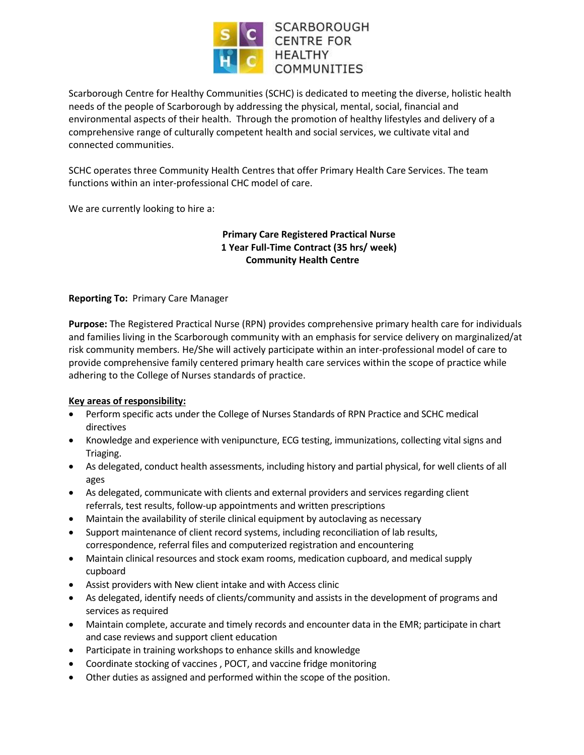SCARBOROUGH CENTRE FOR HEALTHY COMMUNITIES

Scarborough Centre for Healthy Communities (SCHC) is dedicated to meeting the diverse, holistic health needs of the people of Scarborough by addressing the physical, mental, social, financial and environmental aspects of their health. Through the promotion of healthy lifestyles and delivery of a comprehensive range of culturally competent health and social services, we cultivate vital and connected communities.

SCHC operates three Community Health Centres that offer Primary Health Care Services. The team functions within an inter-professional CHC model of care.

We are currently looking to hire a:

**Primary Care Registered Practical Nurse**
**1 Year Full-Time Contract (35 hrs/ week)**
**Community Health Centre**

**Reporting To:** Primary Care Manager

**Purpose:** The Registered Practical Nurse (RPN) provides comprehensive primary health care for individuals and families living in the Scarborough community with an emphasis for service delivery on marginalized/at risk community members. He/She will actively participate within an inter-professional model of care to provide comprehensive family centered primary health care services within the scope of practice while adhering to the College of Nurses standards of practice.

**Key areas of responsibility:**

- Perform specific acts under the College of Nurses Standards of RPN Practice and SCHC medical directives
- Knowledge and experience with venipuncture, ECG testing, immunizations, collecting vital signs and Triaging.
- As delegated, conduct health assessments, including history and partial physical, for well clients of all ages
- As delegated, communicate with clients and external providers and services regarding client referrals, test results, follow-up appointments and written prescriptions
- Maintain the availability of sterile clinical equipment by autoclaving as necessary
- Support maintenance of client record systems, including reconciliation of lab results, correspondence, referral files and computerized registration and encountering
- Maintain clinical resources and stock exam rooms, medication cupboard, and medical supply cupboard
- Assist providers with New client intake and with Access clinic
- As delegated, identify needs of clients/community and assists in the development of programs and services as required
- Maintain complete, accurate and timely records and encounter data in the EMR; participate in chart and case reviews and support client education
- Participate in training workshops to enhance skills and knowledge
- Coordinate stocking of vaccines , POCT, and vaccine fridge monitoring
- Other duties as assigned and performed within the scope of the position.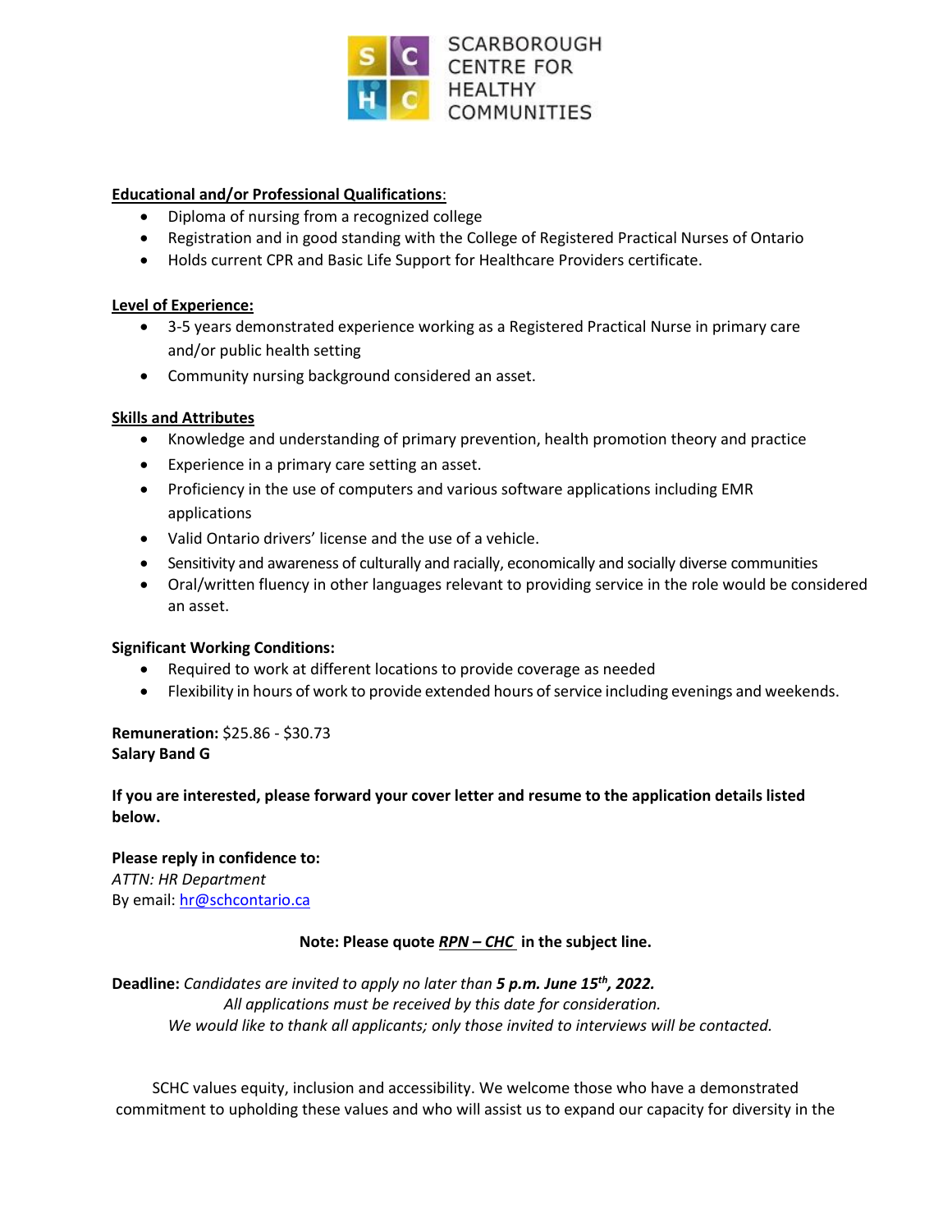SCARBOROUGH CENTRE FOR HEALTHY COMMUNITIES

**Educational and/or Professional Qualifications**:

- Diploma of nursing from a recognized college
- Registration and in good standing with the College of Registered Practical Nurses of Ontario
- Holds current CPR and Basic Life Support for Healthcare Providers certificate.

**Level of Experience:**

- 3-5 years demonstrated experience working as a Registered Practical Nurse in primary care and/or public health setting
- Community nursing background considered an asset.

**Skills and Attributes**

- Knowledge and understanding of primary prevention, health promotion theory and practice
- Experience in a primary care setting an asset.
- Proficiency in the use of computers and various software applications including EMR applications
- Valid Ontario drivers' license and the use of a vehicle.
- Sensitivity and awareness of culturally and racially, economically and socially diverse communities
- Oral/written fluency in other languages relevant to providing service in the role would be considered an asset.

**Significant Working Conditions:**

- Required to work at different locations to provide coverage as needed
- Flexibility in hours of work to provide extended hours of service including evenings and weekends.

**Remuneration:** $25.86 - $30.73
**Salary Band G**

**If you are interested, please forward your cover letter and resume to the application details listed below.**

**Please reply in confidence to:**
*ATTN: HR Department*
By email: hr@schcontario.ca

**Note: Please quote *RPN – CHC* in the subject line.**

**Deadline:** *Candidates are invited to apply no later than **5 p.m. June 15th, 2022.***
*All applications must be received by this date for consideration.*
*We would like to thank all applicants; only those invited to interviews will be contacted.*

SCHC values equity, inclusion and accessibility. We welcome those who have a demonstrated commitment to upholding these values and who will assist us to expand our capacity for diversity in the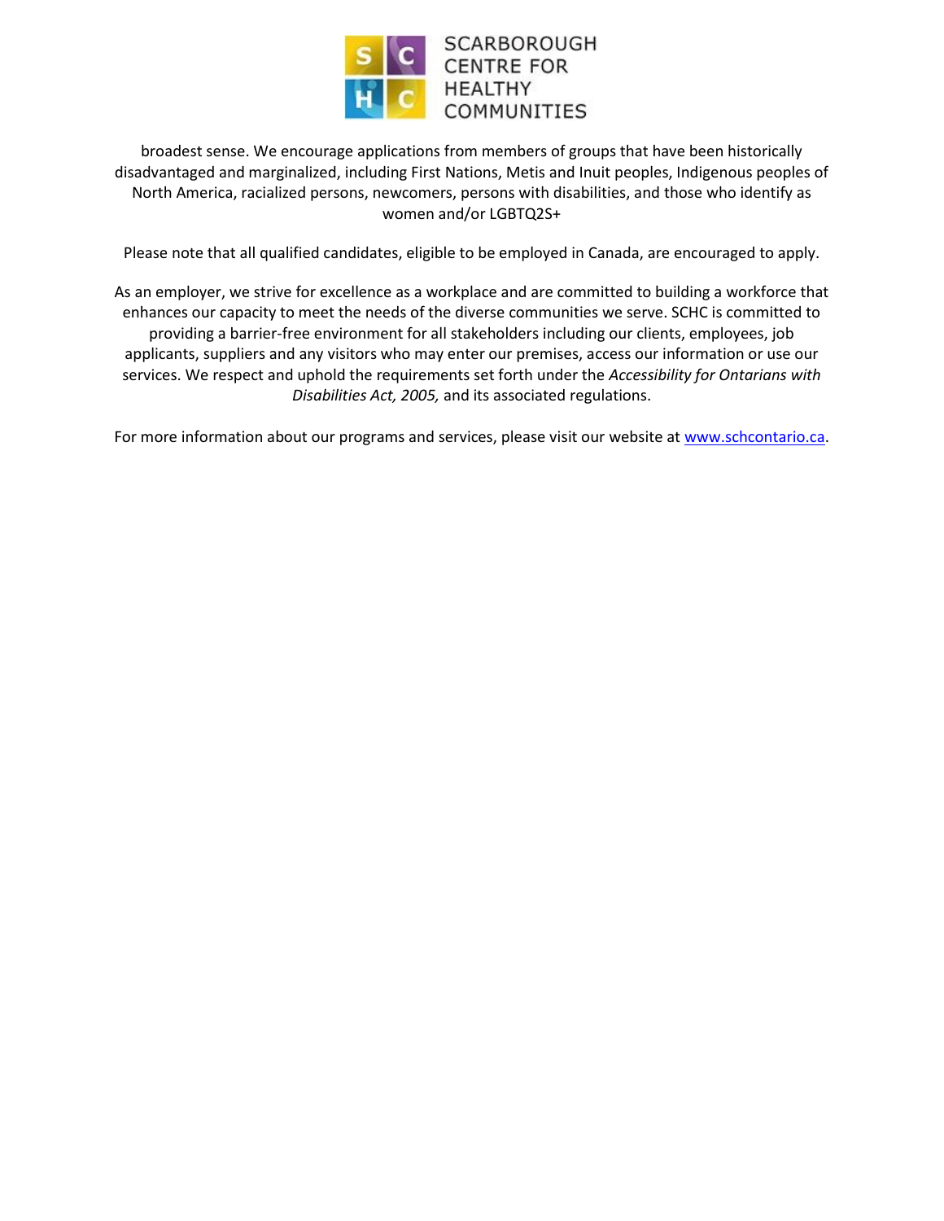broadest sense. We encourage applications from members of groups that have been historically disadvantaged and marginalized, including First Nations, Metis and Inuit peoples, Indigenous peoples of North America, racialized persons, newcomers, persons with disabilities, and those who identify as women and/or LGBTQ2S+

Please note that all qualified candidates, eligible to be employed in Canada, are encouraged to apply.

As an employer, we strive for excellence as a workplace and are committed to building a workforce that enhances our capacity to meet the needs of the diverse communities we serve. SCHC is committed to providing a barrier-free environment for all stakeholders including our clients, employees, job applicants, suppliers and any visitors who may enter our premises, access our information or use our services. We respect and uphold the requirements set forth under the *Accessibility for Ontarians with Disabilities Act, 2005,* and its associated regulations.

For more information about our programs and services, please visit our website at [www.schcontario.ca](http://www.schcontario.ca).